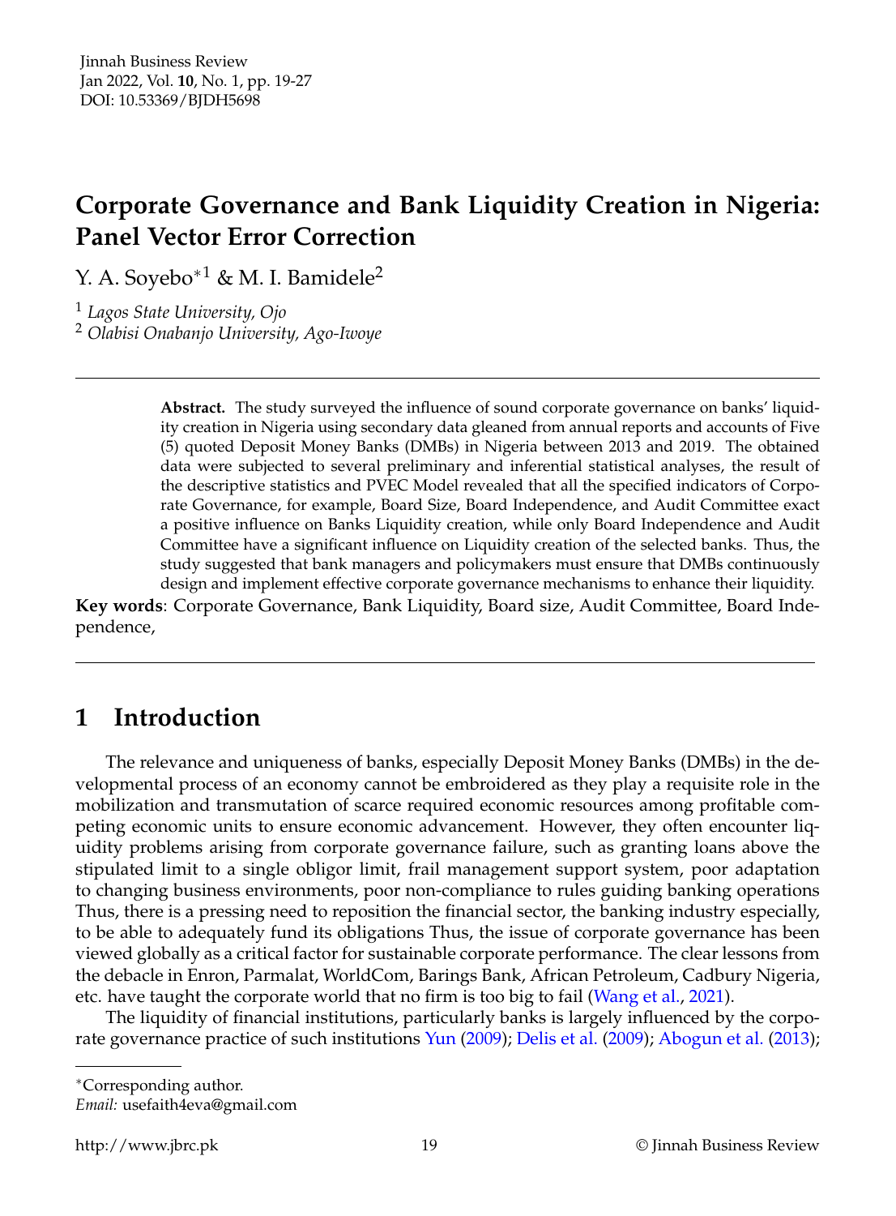Jinnah Business Review
Jan 2022, Vol. **10**, No. 1, pp. 19-27
DOI: 10.53369/BJDH5698

# Corporate Governance and Bank Liquidity Creation in Nigeria: Panel Vector Error Correction

Y. A. Soyebo*[1] & M. I. Bamidele[2]

[1] *Lagos State University, Ojo*
[2] *Olabisi Onabanjo University, Ago-Iwoye*

---

**Abstract.** The study surveyed the influence of sound corporate governance on banks' liquidity creation in Nigeria using secondary data gleaned from annual reports and accounts of Five (5) quoted Deposit Money Banks (DMBs) in Nigeria between 2013 and 2019. The obtained data were subjected to several preliminary and inferential statistical analyses, the result of the descriptive statistics and PVEC Model revealed that all the specified indicators of Corporate Governance, for example, Board Size, Board Independence, and Audit Committee exact a positive influence on Banks Liquidity creation, while only Board Independence and Audit Committee have a significant influence on Liquidity creation of the selected banks. Thus, the study suggested that bank managers and policymakers must ensure that DMBs continuously design and implement effective corporate governance mechanisms to enhance their liquidity.

**Key words**: Corporate Governance, Bank Liquidity, Board size, Audit Committee, Board Independence,

---

## 1 Introduction

The relevance and uniqueness of banks, especially Deposit Money Banks (DMBs) in the developmental process of an economy cannot be embroidered as they play a requisite role in the mobilization and transmutation of scarce required economic resources among profitable competing economic units to ensure economic advancement. However, they often encounter liquidity problems arising from corporate governance failure, such as granting loans above the stipulated limit to a single obligor limit, frail management support system, poor adaptation to changing business environments, poor non-compliance to rules guiding banking operations Thus, there is a pressing need to reposition the financial sector, the banking industry especially, to be able to adequately fund its obligations Thus, the issue of corporate governance has been viewed globally as a critical factor for sustainable corporate performance. The clear lessons from the debacle in Enron, Parmalat, WorldCom, Barings Bank, African Petroleum, Cadbury Nigeria, etc. have taught the corporate world that no firm is too big to fail (Wang et al., 2021).

The liquidity of financial institutions, particularly banks is largely influenced by the corporate governance practice of such institutions Yun (2009); Delis et al. (2009); Abogun et al. (2013);

---

*Corresponding author.
*Email:* usefaith4eva@gmail.com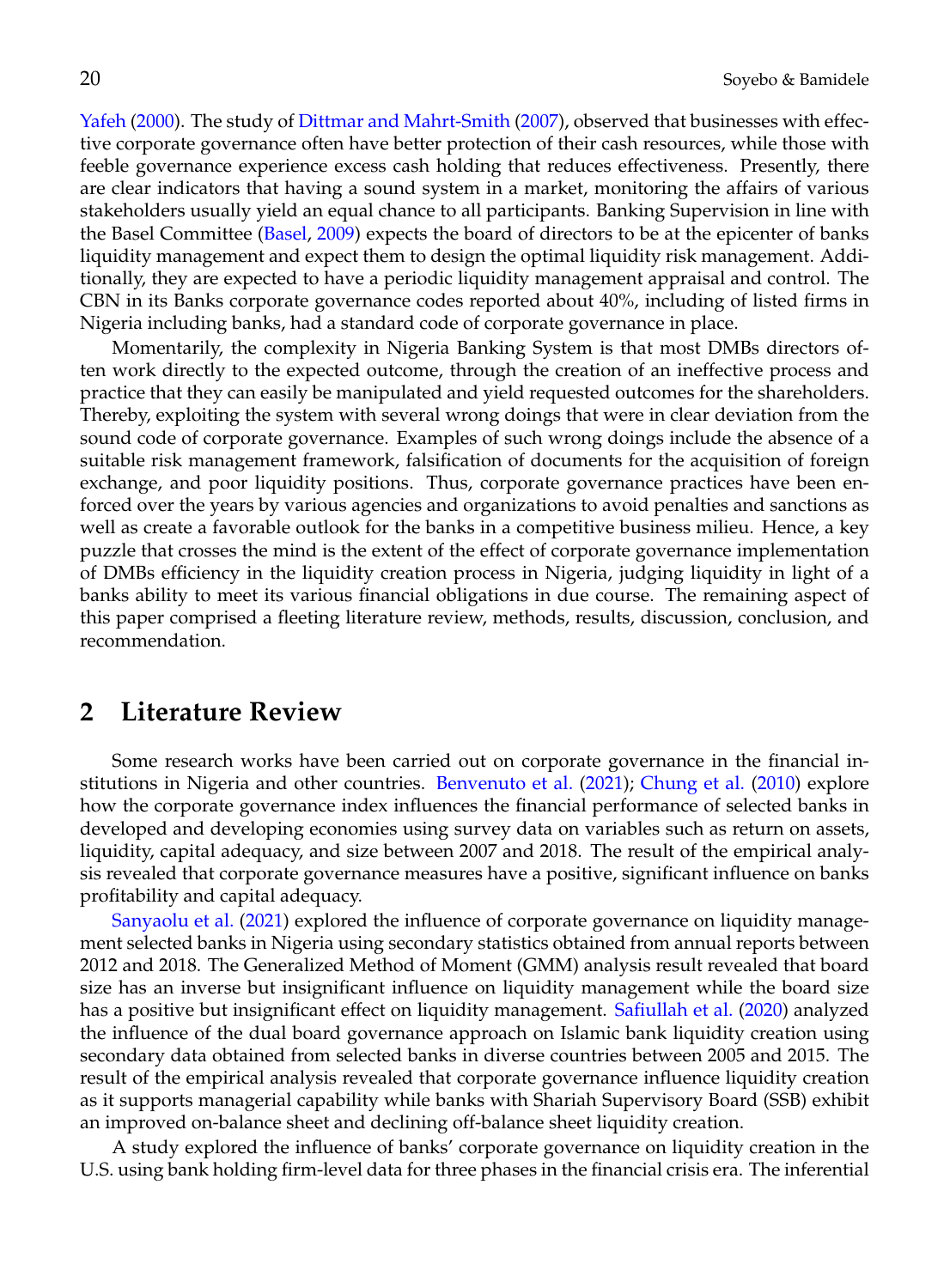Yafeh (2000). The study of Dittmar and Mahrt-Smith (2007), observed that businesses with effective corporate governance often have better protection of their cash resources, while those with feeble governance experience excess cash holding that reduces effectiveness. Presently, there are clear indicators that having a sound system in a market, monitoring the affairs of various stakeholders usually yield an equal chance to all participants. Banking Supervision in line with the Basel Committee (Basel, 2009) expects the board of directors to be at the epicenter of banks liquidity management and expect them to design the optimal liquidity risk management. Additionally, they are expected to have a periodic liquidity management appraisal and control. The CBN in its Banks corporate governance codes reported about 40%, including of listed firms in Nigeria including banks, had a standard code of corporate governance in place.

Momentarily, the complexity in Nigeria Banking System is that most DMBs directors often work directly to the expected outcome, through the creation of an ineffective process and practice that they can easily be manipulated and yield requested outcomes for the shareholders. Thereby, exploiting the system with several wrong doings that were in clear deviation from the sound code of corporate governance. Examples of such wrong doings include the absence of a suitable risk management framework, falsification of documents for the acquisition of foreign exchange, and poor liquidity positions. Thus, corporate governance practices have been enforced over the years by various agencies and organizations to avoid penalties and sanctions as well as create a favorable outlook for the banks in a competitive business milieu. Hence, a key puzzle that crosses the mind is the extent of the effect of corporate governance implementation of DMBs efficiency in the liquidity creation process in Nigeria, judging liquidity in light of a banks ability to meet its various financial obligations in due course. The remaining aspect of this paper comprised a fleeting literature review, methods, results, discussion, conclusion, and recommendation.

## 2 Literature Review

Some research works have been carried out on corporate governance in the financial institutions in Nigeria and other countries. Benvenuto et al. (2021); Chung et al. (2010) explore how the corporate governance index influences the financial performance of selected banks in developed and developing economies using survey data on variables such as return on assets, liquidity, capital adequacy, and size between 2007 and 2018. The result of the empirical analysis revealed that corporate governance measures have a positive, significant influence on banks profitability and capital adequacy.

Sanyaolu et al. (2021) explored the influence of corporate governance on liquidity management selected banks in Nigeria using secondary statistics obtained from annual reports between 2012 and 2018. The Generalized Method of Moment (GMM) analysis result revealed that board size has an inverse but insignificant influence on liquidity management while the board size has a positive but insignificant effect on liquidity management. Safiullah et al. (2020) analyzed the influence of the dual board governance approach on Islamic bank liquidity creation using secondary data obtained from selected banks in diverse countries between 2005 and 2015. The result of the empirical analysis revealed that corporate governance influence liquidity creation as it supports managerial capability while banks with Shariah Supervisory Board (SSB) exhibit an improved on-balance sheet and declining off-balance sheet liquidity creation.

A study explored the influence of banks' corporate governance on liquidity creation in the U.S. using bank holding firm-level data for three phases in the financial crisis era. The inferential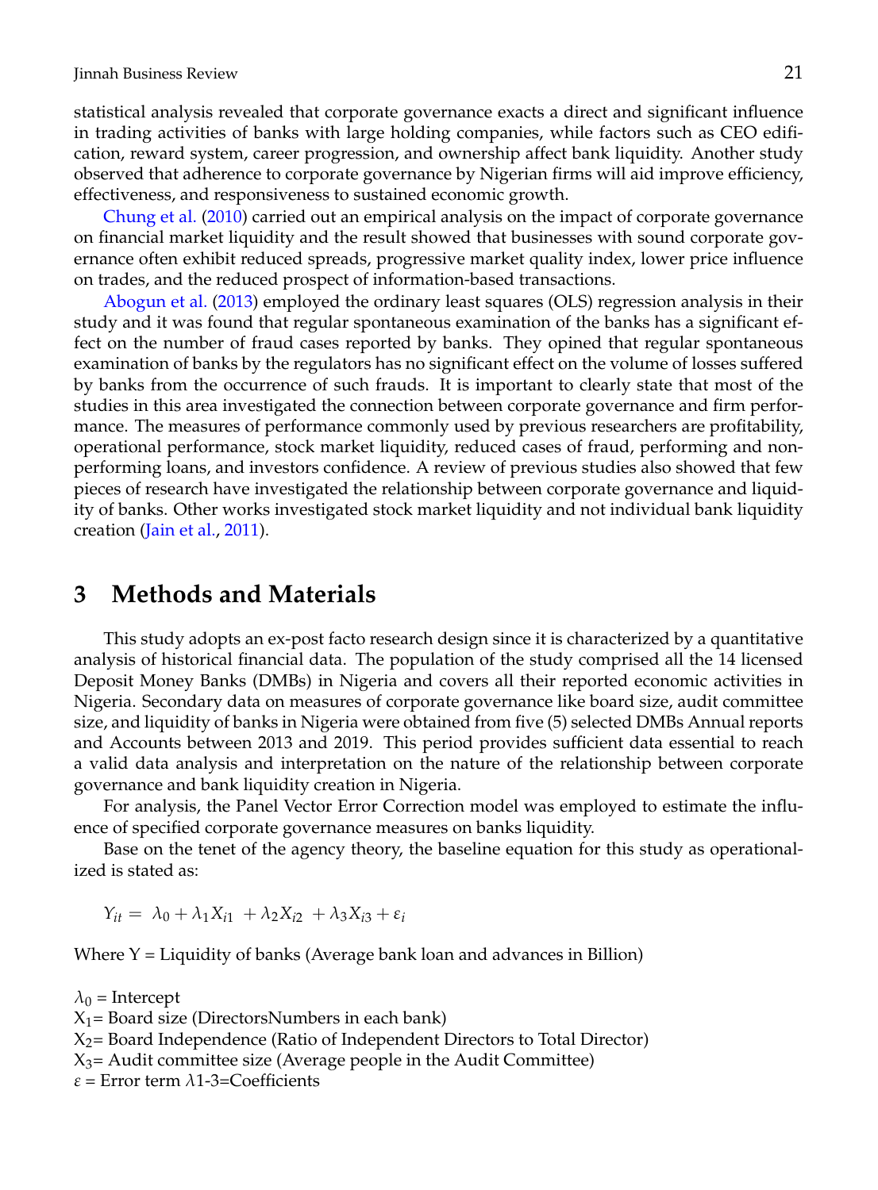statistical analysis revealed that corporate governance exacts a direct and significant influence in trading activities of banks with large holding companies, while factors such as CEO edification, reward system, career progression, and ownership affect bank liquidity. Another study observed that adherence to corporate governance by Nigerian firms will aid improve efficiency, effectiveness, and responsiveness to sustained economic growth.

Chung et al. (2010) carried out an empirical analysis on the impact of corporate governance on financial market liquidity and the result showed that businesses with sound corporate governance often exhibit reduced spreads, progressive market quality index, lower price influence on trades, and the reduced prospect of information-based transactions.

Abogun et al. (2013) employed the ordinary least squares (OLS) regression analysis in their study and it was found that regular spontaneous examination of the banks has a significant effect on the number of fraud cases reported by banks. They opined that regular spontaneous examination of banks by the regulators has no significant effect on the volume of losses suffered by banks from the occurrence of such frauds. It is important to clearly state that most of the studies in this area investigated the connection between corporate governance and firm performance. The measures of performance commonly used by previous researchers are profitability, operational performance, stock market liquidity, reduced cases of fraud, performing and non-performing loans, and investors confidence. A review of previous studies also showed that few pieces of research have investigated the relationship between corporate governance and liquidity of banks. Other works investigated stock market liquidity and not individual bank liquidity creation (Jain et al., 2011).

# 3 Methods and Materials

This study adopts an ex-post facto research design since it is characterized by a quantitative analysis of historical financial data. The population of the study comprised all the 14 licensed Deposit Money Banks (DMBs) in Nigeria and covers all their reported economic activities in Nigeria. Secondary data on measures of corporate governance like board size, audit committee size, and liquidity of banks in Nigeria were obtained from five (5) selected DMBs Annual reports and Accounts between 2013 and 2019. This period provides sufficient data essential to reach a valid data analysis and interpretation on the nature of the relationship between corporate governance and bank liquidity creation in Nigeria.

For analysis, the Panel Vector Error Correction model was employed to estimate the influence of specified corporate governance measures on banks liquidity.

Base on the tenet of the agency theory, the baseline equation for this study as operationalized is stated as:

$$Y_{it} = \lambda_0 + \lambda_1 X_{i1} + \lambda_2 X_{i2} + \lambda_3 X_{i3} + \varepsilon_i$$

Where Y = Liquidity of banks (Average bank loan and advances in Billion)

$\lambda_0$ = Intercept  
$X_1$= Board size (DirectorsNumbers in each bank)  
$X_2$= Board Independence (Ratio of Independent Directors to Total Director)  
$X_3$= Audit committee size (Average people in the Audit Committee)  
$\varepsilon$ = Error term $\lambda$1-3=Coefficients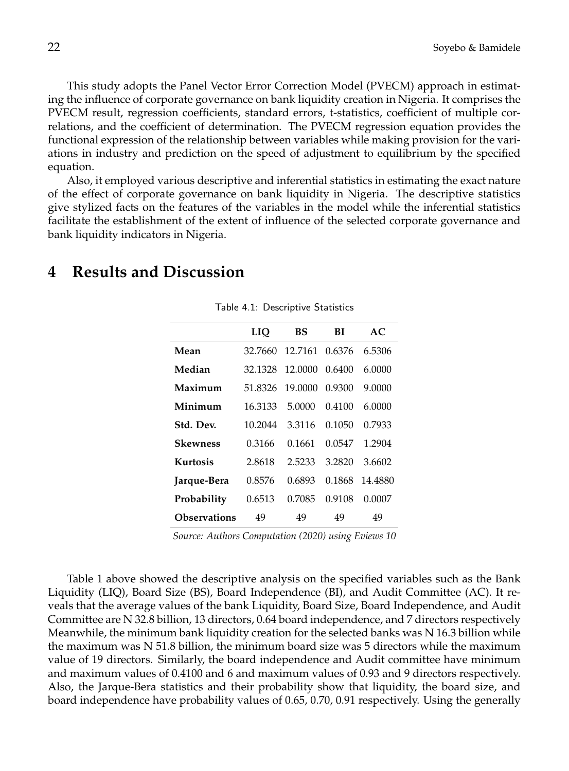This study adopts the Panel Vector Error Correction Model (PVECM) approach in estimating the influence of corporate governance on bank liquidity creation in Nigeria. It comprises the PVECM result, regression coefficients, standard errors, t-statistics, coefficient of multiple correlations, and the coefficient of determination. The PVECM regression equation provides the functional expression of the relationship between variables while making provision for the variations in industry and prediction on the speed of adjustment to equilibrium by the specified equation.

Also, it employed various descriptive and inferential statistics in estimating the exact nature of the effect of corporate governance on bank liquidity in Nigeria. The descriptive statistics give stylized facts on the features of the variables in the model while the inferential statistics facilitate the establishment of the extent of influence of the selected corporate governance and bank liquidity indicators in Nigeria.

# 4 Results and Discussion

Table 4.1: Descriptive Statistics

| | LIQ | BS | BI | AC |
|---|---|---|---|---|
| **Mean** | 32.7660 | 12.7161 | 0.6376 | 6.5306 |
| **Median** | 32.1328 | 12.0000 | 0.6400 | 6.0000 |
| **Maximum** | 51.8326 | 19.0000 | 0.9300 | 9.0000 |
| **Minimum** | 16.3133 | 5.0000 | 0.4100 | 6.0000 |
| **Std. Dev.** | 10.2044 | 3.3116 | 0.1050 | 0.7933 |
| **Skewness** | 0.3166 | 0.1661 | 0.0547 | 1.2904 |
| **Kurtosis** | 2.8618 | 2.5233 | 3.2820 | 3.6602 |
| **Jarque-Bera** | 0.8576 | 0.6893 | 0.1868 | 14.4880 |
| **Probability** | 0.6513 | 0.7085 | 0.9108 | 0.0007 |
| **Observations** | 49 | 49 | 49 | 49 |

*Source: Authors Computation (2020) using Eviews 10*

Table 1 above showed the descriptive analysis on the specified variables such as the Bank Liquidity (LIQ), Board Size (BS), Board Independence (BI), and Audit Committee (AC). It reveals that the average values of the bank Liquidity, Board Size, Board Independence, and Audit Committee are N 32.8 billion, 13 directors, 0.64 board independence, and 7 directors respectively Meanwhile, the minimum bank liquidity creation for the selected banks was N 16.3 billion while the maximum was N 51.8 billion, the minimum board size was 5 directors while the maximum value of 19 directors. Similarly, the board independence and Audit committee have minimum and maximum values of 0.4100 and 6 and maximum values of 0.93 and 9 directors respectively. Also, the Jarque-Bera statistics and their probability show that liquidity, the board size, and board independence have probability values of 0.65, 0.70, 0.91 respectively. Using the generally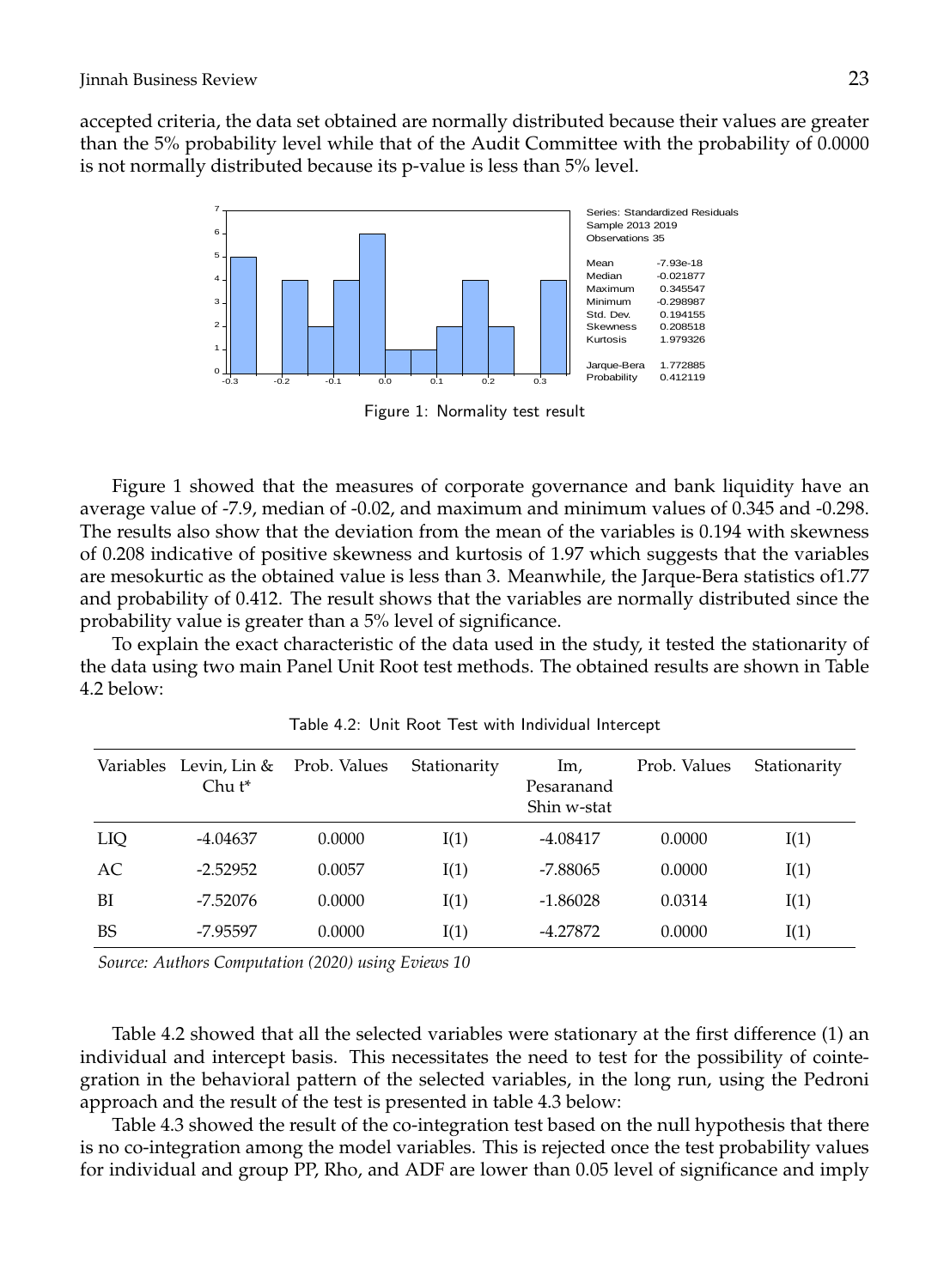accepted criteria, the data set obtained are normally distributed because their values are greater than the 5% probability level while that of the Audit Committee with the probability of 0.0000 is not normally distributed because its p-value is less than 5% level.

Figure 1: Normality test result

Figure 1 showed that the measures of corporate governance and bank liquidity have an average value of -7.9, median of -0.02, and maximum and minimum values of 0.345 and -0.298. The results also show that the deviation from the mean of the variables is 0.194 with skewness of 0.208 indicative of positive skewness and kurtosis of 1.97 which suggests that the variables are mesokurtic as the obtained value is less than 3. Meanwhile, the Jarque-Bera statistics of1.77 and probability of 0.412. The result shows that the variables are normally distributed since the probability value is greater than a 5% level of significance.

To explain the exact characteristic of the data used in the study, it tested the stationarity of the data using two main Panel Unit Root test methods. The obtained results are shown in Table 4.2 below:

Table 4.2: Unit Root Test with Individual Intercept

| Variables | Levin, Lin & Chu t* | Prob. Values | Stationarity | Im, Pesaranand Shin w-stat | Prob. Values | Stationarity |
|---|---|---|---|---|---|---|
| LIQ | -4.04637 | 0.0000 | I(1) | -4.08417 | 0.0000 | I(1) |
| AC | -2.52952 | 0.0057 | I(1) | -7.88065 | 0.0000 | I(1) |
| BI | -7.52076 | 0.0000 | I(1) | -1.86028 | 0.0314 | I(1) |
| BS | -7.95597 | 0.0000 | I(1) | -4.27872 | 0.0000 | I(1) |

*Source: Authors Computation (2020) using Eviews 10*

Table 4.2 showed that all the selected variables were stationary at the first difference (1) an individual and intercept basis. This necessitates the need to test for the possibility of cointegration in the behavioral pattern of the selected variables, in the long run, using the Pedroni approach and the result of the test is presented in table 4.3 below:

Table 4.3 showed the result of the co-integration test based on the null hypothesis that there is no co-integration among the model variables. This is rejected once the test probability values for individual and group PP, Rho, and ADF are lower than 0.05 level of significance and imply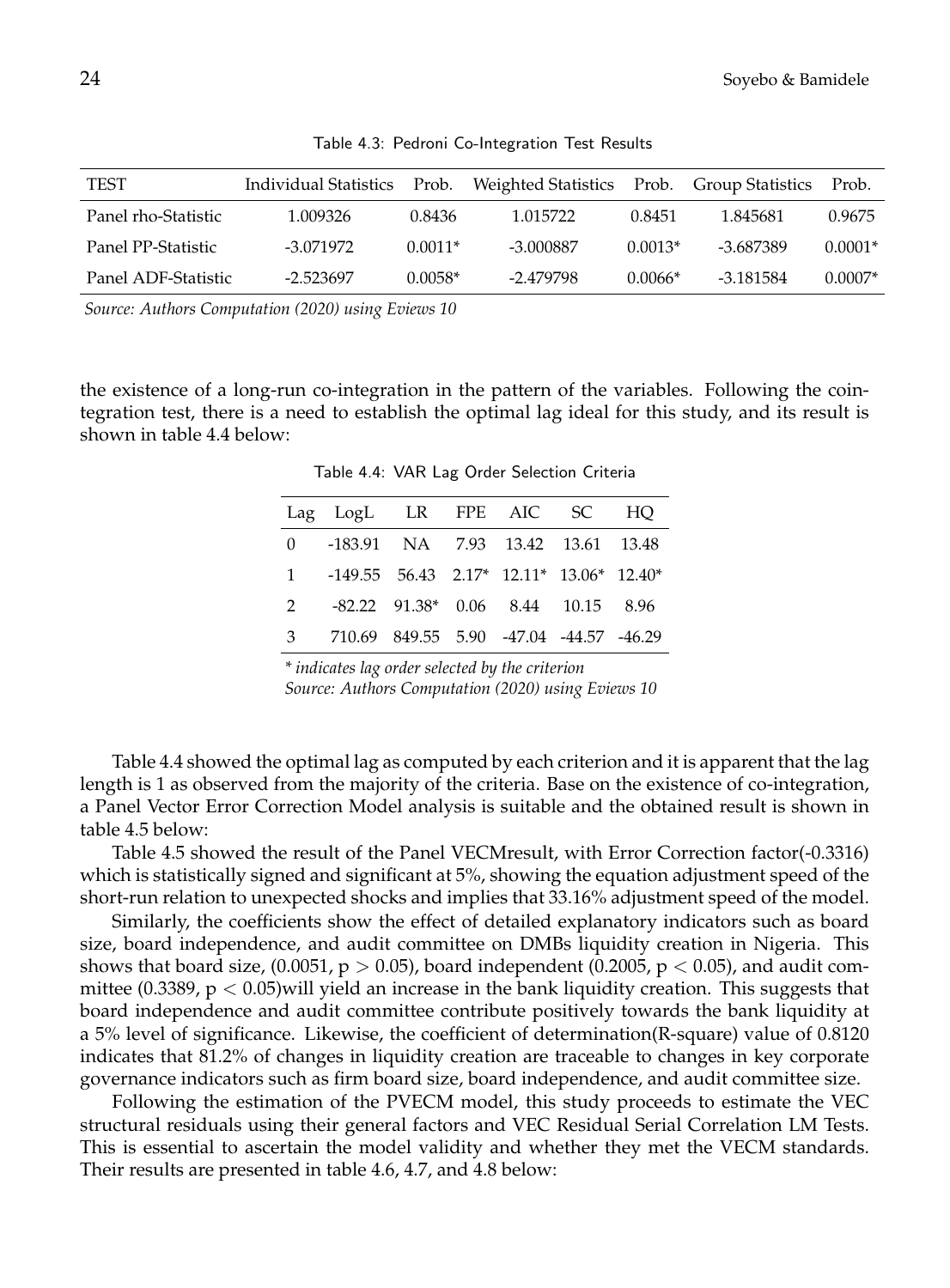Table 4.3: Pedroni Co-Integration Test Results

| TEST | Individual Statistics | Prob. | Weighted Statistics | Prob. | Group Statistics | Prob. |
|---|---|---|---|---|---|---|
| Panel rho-Statistic | 1.009326 | 0.8436 | 1.015722 | 0.8451 | 1.845681 | 0.9675 |
| Panel PP-Statistic | -3.071972 | 0.0011* | -3.000887 | 0.0013* | -3.687389 | 0.0001* |
| Panel ADF-Statistic | -2.523697 | 0.0058* | -2.479798 | 0.0066* | -3.181584 | 0.0007* |

*Source: Authors Computation (2020) using Eviews 10*

the existence of a long-run co-integration in the pattern of the variables. Following the cointegration test, there is a need to establish the optimal lag ideal for this study, and its result is shown in table 4.4 below:

Table 4.4: VAR Lag Order Selection Criteria

| Lag | LogL | LR | FPE | AIC | SC | HQ |
|---|---|---|---|---|---|---|
| 0 | -183.91 | NA | 7.93 | 13.42 | 13.61 | 13.48 |
| 1 | -149.55 | 56.43 | 2.17* | 12.11* | 13.06* | 12.40* |
| 2 | -82.22 | 91.38* | 0.06 | 8.44 | 10.15 | 8.96 |
| 3 | 710.69 | 849.55 | 5.90 | -47.04 | -44.57 | -46.29 |

*\* indicates lag order selected by the criterion*
*Source: Authors Computation (2020) using Eviews 10*

Table 4.4 showed the optimal lag as computed by each criterion and it is apparent that the lag length is 1 as observed from the majority of the criteria. Base on the existence of co-integration, a Panel Vector Error Correction Model analysis is suitable and the obtained result is shown in table 4.5 below:

Table 4.5 showed the result of the Panel VECMresult, with Error Correction factor(-0.3316) which is statistically signed and significant at 5%, showing the equation adjustment speed of the short-run relation to unexpected shocks and implies that 33.16% adjustment speed of the model.

Similarly, the coefficients show the effect of detailed explanatory indicators such as board size, board independence, and audit committee on DMBs liquidity creation in Nigeria. This shows that board size, (0.0051, $p > 0.05$), board independent (0.2005, $p < 0.05$), and audit committee (0.3389, $p < 0.05$)will yield an increase in the bank liquidity creation. This suggests that board independence and audit committee contribute positively towards the bank liquidity at a 5% level of significance. Likewise, the coefficient of determination(R-square) value of 0.8120 indicates that 81.2% of changes in liquidity creation are traceable to changes in key corporate governance indicators such as firm board size, board independence, and audit committee size.

Following the estimation of the PVECM model, this study proceeds to estimate the VEC structural residuals using their general factors and VEC Residual Serial Correlation LM Tests. This is essential to ascertain the model validity and whether they met the VECM standards. Their results are presented in table 4.6, 4.7, and 4.8 below: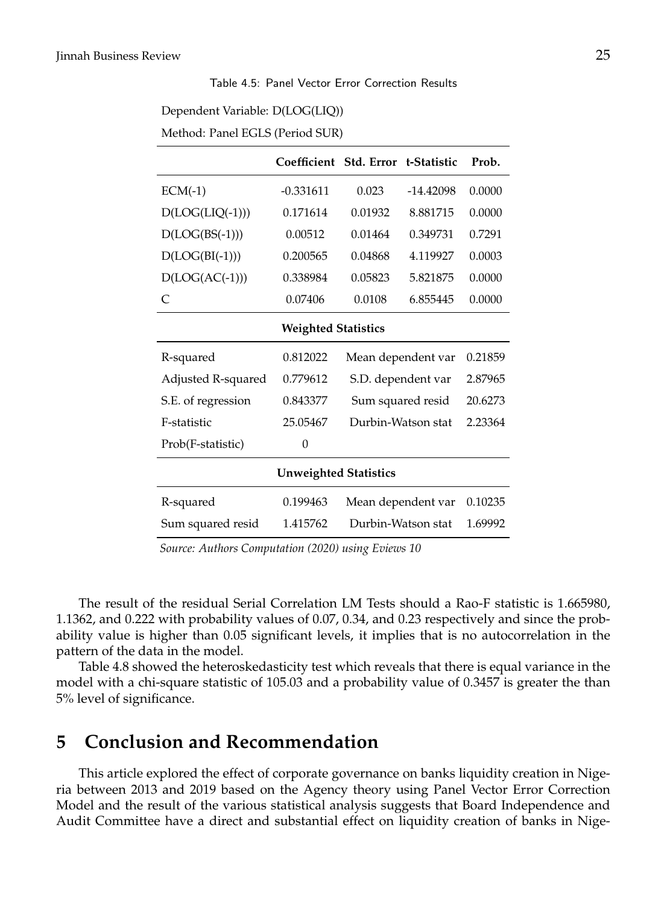Table 4.5: Panel Vector Error Correction Results

Dependent Variable: D(LOG(LIQ))

Method: Panel EGLS (Period SUR)

| | Coefficient | Std. Error | t-Statistic | Prob. |
|---|---|---|---|---|
| ECM(-1) | -0.331611 | 0.023 | -14.42098 | 0.0000 |
| D(LOG(LIQ(-1))) | 0.171614 | 0.01932 | 8.881715 | 0.0000 |
| D(LOG(BS(-1))) | 0.00512 | 0.01464 | 0.349731 | 0.7291 |
| D(LOG(BI(-1))) | 0.200565 | 0.04868 | 4.119927 | 0.0003 |
| D(LOG(AC(-1))) | 0.338984 | 0.05823 | 5.821875 | 0.0000 |
| C | 0.07406 | 0.0108 | 6.855445 | 0.0000 |
| **Weighted Statistics** | | | | |
| R-squared | 0.812022 | Mean dependent var | | 0.21859 |
| Adjusted R-squared | 0.779612 | S.D. dependent var | | 2.87965 |
| S.E. of regression | 0.843377 | Sum squared resid | | 20.6273 |
| F-statistic | 25.05467 | Durbin-Watson stat | | 2.23364 |
| Prob(F-statistic) | 0 | | | |
| **Unweighted Statistics** | | | | |
| R-squared | 0.199463 | Mean dependent var | | 0.10235 |
| Sum squared resid | 1.415762 | Durbin-Watson stat | | 1.69992 |

*Source: Authors Computation (2020) using Eviews 10*

The result of the residual Serial Correlation LM Tests should a Rao-F statistic is 1.665980, 1.1362, and 0.222 with probability values of 0.07, 0.34, and 0.23 respectively and since the probability value is higher than 0.05 significant levels, it implies that is no autocorrelation in the pattern of the data in the model.

Table 4.8 showed the heteroskedasticity test which reveals that there is equal variance in the model with a chi-square statistic of 105.03 and a probability value of 0.3457 is greater the than 5% level of significance.

# 5 Conclusion and Recommendation

This article explored the effect of corporate governance on banks liquidity creation in Nigeria between 2013 and 2019 based on the Agency theory using Panel Vector Error Correction Model and the result of the various statistical analysis suggests that Board Independence and Audit Committee have a direct and substantial effect on liquidity creation of banks in Nige-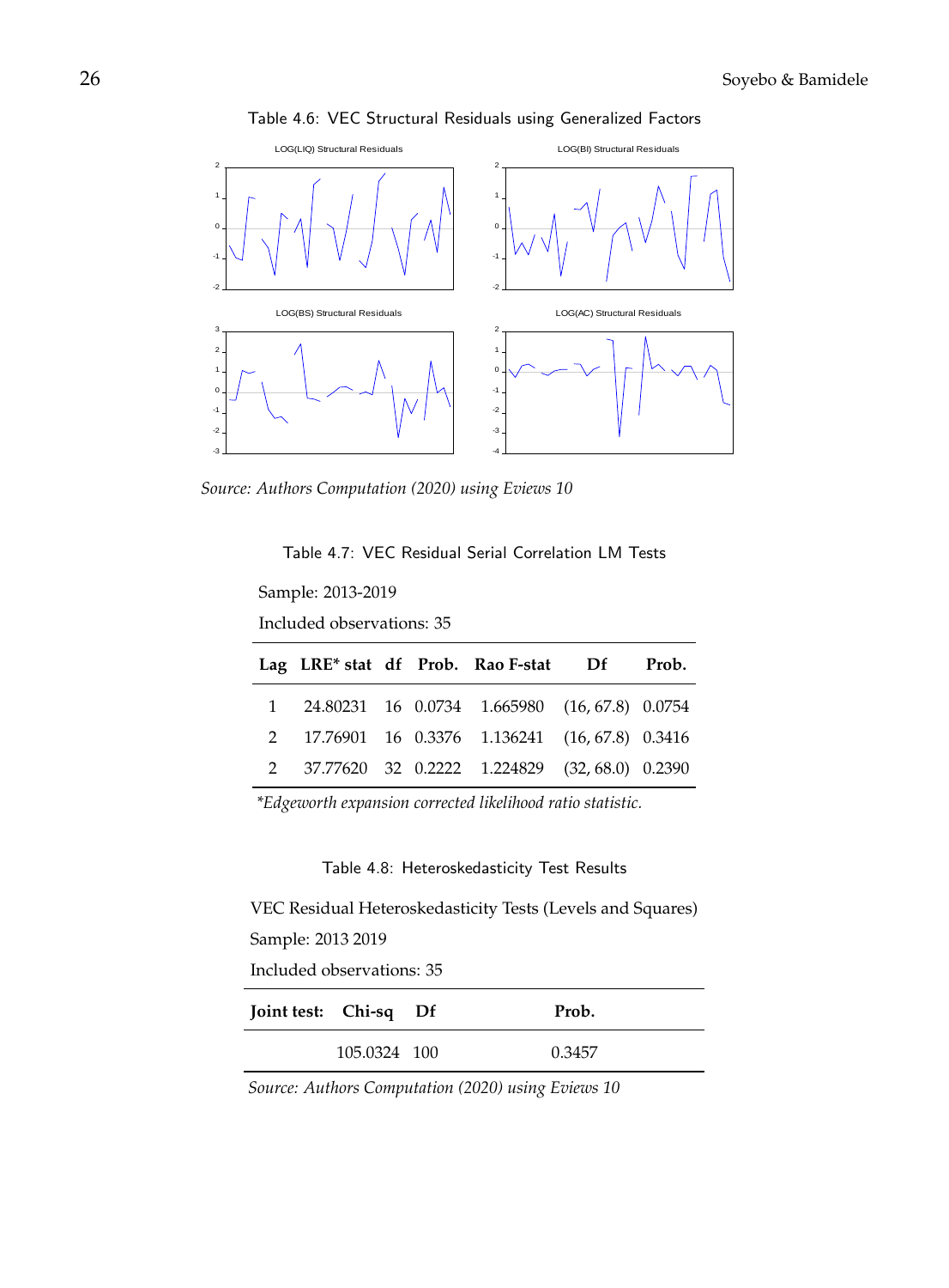Table 4.6: VEC Structural Residuals using Generalized Factors

*Source: Authors Computation (2020) using Eviews 10*

Table 4.7: VEC Residual Serial Correlation LM Tests

Sample: 2013-2019

Included observations: 35

| Lag | LRE* stat | df | Prob. | Rao F-stat | Df | Prob. |
|---|---|---|---|---|---|---|
| 1 | 24.80231 | 16 | 0.0734 | 1.665980 | (16, 67.8) | 0.0754 |
| 2 | 17.76901 | 16 | 0.3376 | 1.136241 | (16, 67.8) | 0.3416 |
| 2 | 37.77620 | 32 | 0.2222 | 1.224829 | (32, 68.0) | 0.2390 |

*\*Edgeworth expansion corrected likelihood ratio statistic.*

Table 4.8: Heteroskedasticity Test Results

VEC Residual Heteroskedasticity Tests (Levels and Squares)

Sample: 2013 2019

Included observations: 35

| Joint test: | Chi-sq | Df | Prob. |
|---|---|---|---|
| | 105.0324 | 100 | 0.3457 |

*Source: Authors Computation (2020) using Eviews 10*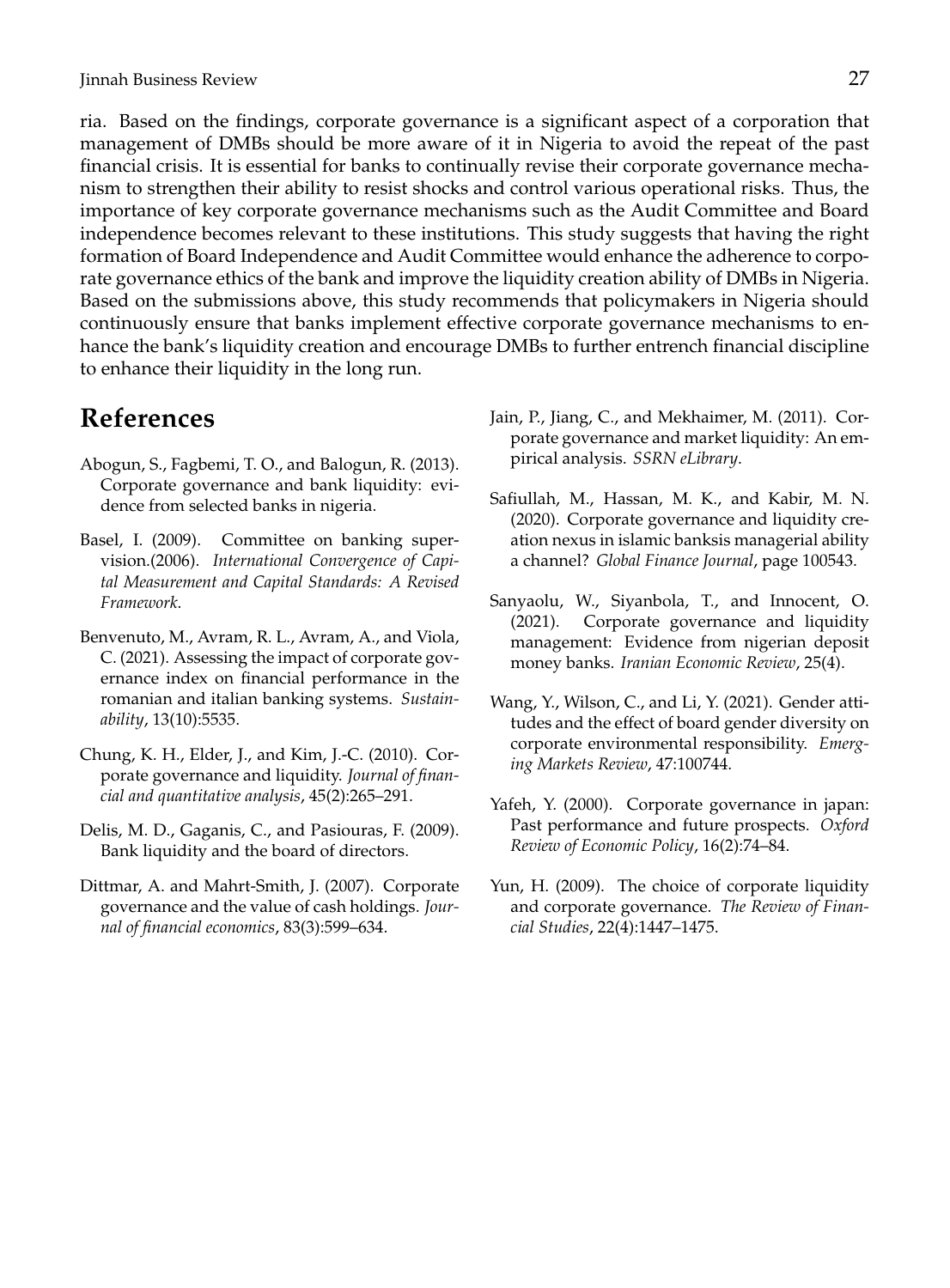ria. Based on the findings, corporate governance is a significant aspect of a corporation that management of DMBs should be more aware of it in Nigeria to avoid the repeat of the past financial crisis. It is essential for banks to continually revise their corporate governance mechanism to strengthen their ability to resist shocks and control various operational risks. Thus, the importance of key corporate governance mechanisms such as the Audit Committee and Board independence becomes relevant to these institutions. This study suggests that having the right formation of Board Independence and Audit Committee would enhance the adherence to corporate governance ethics of the bank and improve the liquidity creation ability of DMBs in Nigeria. Based on the submissions above, this study recommends that policymakers in Nigeria should continuously ensure that banks implement effective corporate governance mechanisms to enhance the bank's liquidity creation and encourage DMBs to further entrench financial discipline to enhance their liquidity in the long run.

# References

Abogun, S., Fagbemi, T. O., and Balogun, R. (2013). Corporate governance and bank liquidity: evidence from selected banks in nigeria.

Basel, I. (2009). Committee on banking supervision.(2006). *International Convergence of Capital Measurement and Capital Standards: A Revised Framework*.

Benvenuto, M., Avram, R. L., Avram, A., and Viola, C. (2021). Assessing the impact of corporate governance index on financial performance in the romanian and italian banking systems. *Sustainability*, 13(10):5535.

Chung, K. H., Elder, J., and Kim, J.-C. (2010). Corporate governance and liquidity. *Journal of financial and quantitative analysis*, 45(2):265–291.

Delis, M. D., Gaganis, C., and Pasiouras, F. (2009). Bank liquidity and the board of directors.

Dittmar, A. and Mahrt-Smith, J. (2007). Corporate governance and the value of cash holdings. *Journal of financial economics*, 83(3):599–634.

Jain, P., Jiang, C., and Mekhaimer, M. (2011). Corporate governance and market liquidity: An empirical analysis. *SSRN eLibrary*.

Safiullah, M., Hassan, M. K., and Kabir, M. N. (2020). Corporate governance and liquidity creation nexus in islamic banksis managerial ability a channel? *Global Finance Journal*, page 100543.

Sanyaolu, W., Siyanbola, T., and Innocent, O. (2021). Corporate governance and liquidity management: Evidence from nigerian deposit money banks. *Iranian Economic Review*, 25(4).

Wang, Y., Wilson, C., and Li, Y. (2021). Gender attitudes and the effect of board gender diversity on corporate environmental responsibility. *Emerging Markets Review*, 47:100744.

Yafeh, Y. (2000). Corporate governance in japan: Past performance and future prospects. *Oxford Review of Economic Policy*, 16(2):74–84.

Yun, H. (2009). The choice of corporate liquidity and corporate governance. *The Review of Financial Studies*, 22(4):1447–1475.